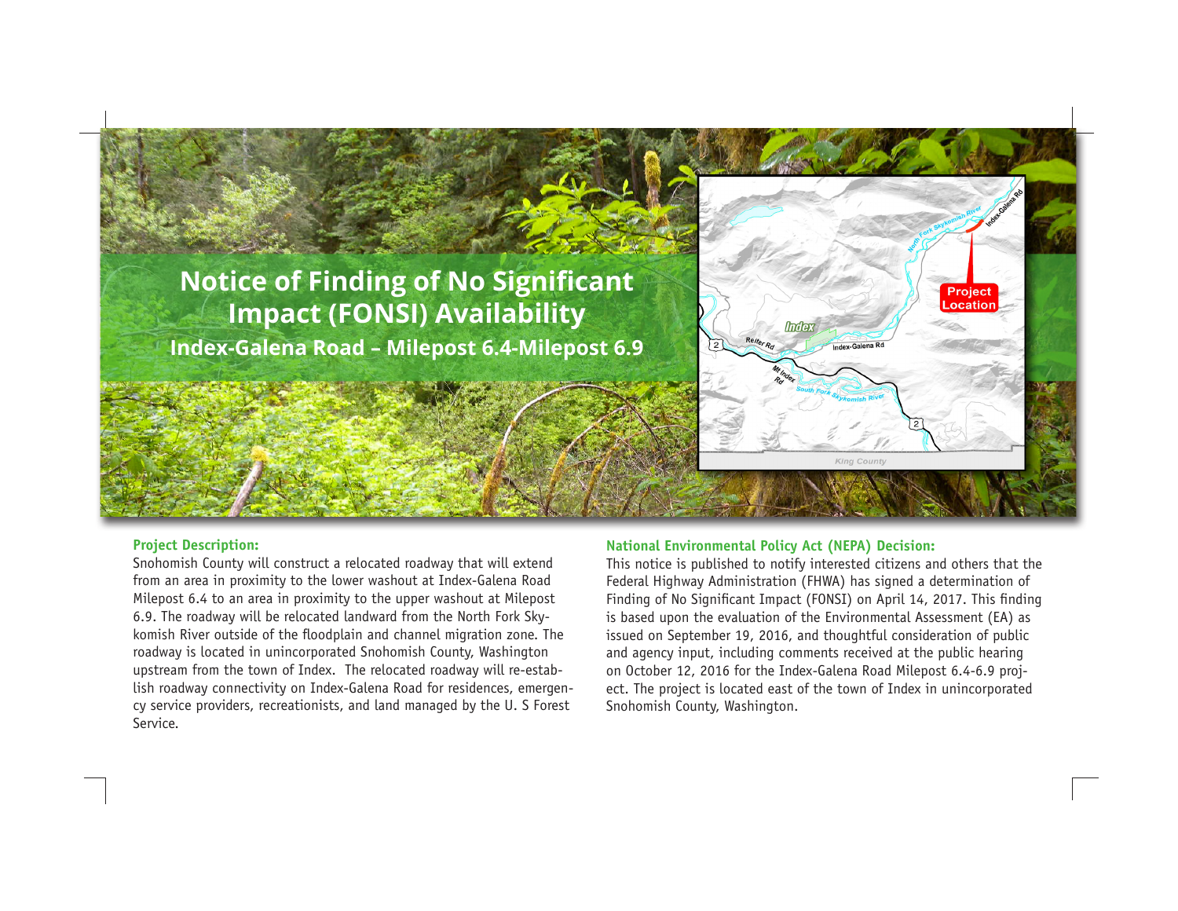# Notice of Finding of No Significant Impact (FONSI) Availability

## Index-Galena Road – Milepost 6.4-Milepost 6.9

### Project Description:

Snohomish County will construct a relocated roadway that will extend from an area in proximity to the lower washout at Index-Galena Road Milepost 6.4 to an area in proximity to the upper washout at Milepost 6.9. The roadway will be relocated landward from the North Fork Skykomish River outside of the floodplain and channel migration zone. The roadway is located in unincorporated Snohomish County, Washington upstream from the town of Index. The relocated roadway will re-establish roadway connectivity on Index-Galena Road for residences, emergency service providers, recreationists, and land managed by the U. S Forest Service.

### National Environmental Policy Act (NEPA) Decision:

This notice is published to notify interested citizens and others that the Federal Highway Administration (FHWA) has signed a determination of Finding of No Significant Impact (FONSI) on April 14, 2017. This finding is based upon the evaluation of the Environmental Assessment (EA) as issued on September 19, 2016, and thoughtful consideration of public and agency input, including comments received at the public hearing on October 12, 2016 for the Index-Galena Road Milepost 6.4-6.9 project. The project is located east of the town of Index in unincorporated Snohomish County, Washington.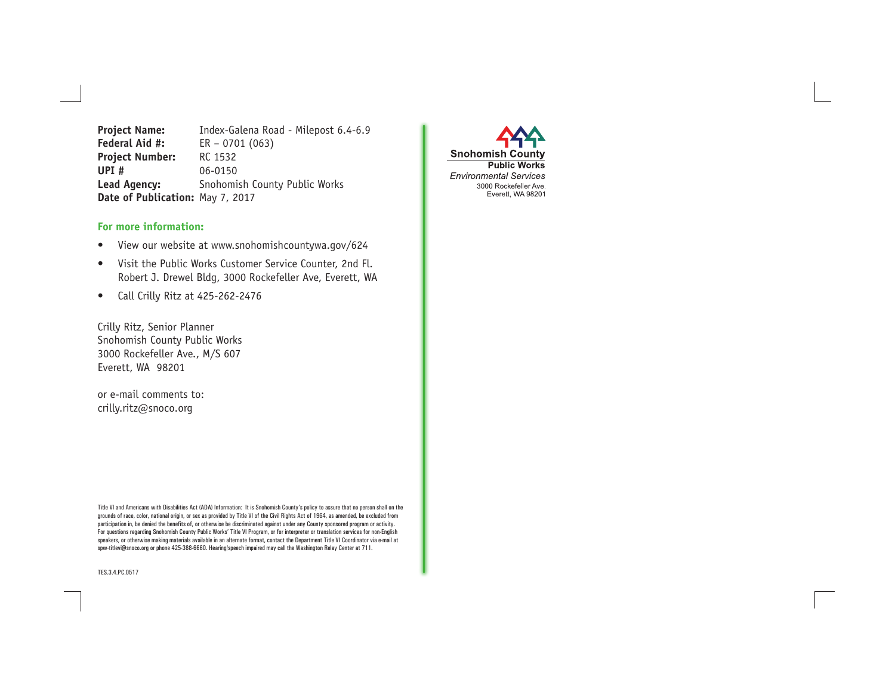**Project Name:** Index-Galena Road - Milepost 6.4-6.9
**Federal Aid #:** ER – 0701 (063)
**Project Number:** RC 1532
**UPI #** 06-0150
**Lead Agency:** Snohomish County Public Works
**Date of Publication:** May 7, 2017

## For more information:

- View our website at www.snohomishcountywa.gov/624
- Visit the Public Works Customer Service Counter, 2nd Fl. Robert J. Drewel Bldg, 3000 Rockefeller Ave, Everett, WA
- Call Crilly Ritz at 425-262-2476

Crilly Ritz, Senior Planner
Snohomish County Public Works
3000 Rockefeller Ave., M/S 607
Everett, WA 98201

or e-mail comments to:
crilly.ritz@snoco.org

Title VI and Americans with Disabilities Act (ADA) Information: It is Snohomish County's policy to assure that no person shall on the grounds of race, color, national origin, or sex as provided by Title VI of the Civil Rights Act of 1964, as amended, be excluded from participation in, be denied the benefits of, or otherwise be discriminated against under any County sponsored program or activity. For questions regarding Snohomish County Public Works' Title VI Program, or for interpreter or translation services for non-English speakers, or otherwise making materials available in an alternate format, contact the Department Title VI Coordinator via e-mail at spw-titlevi@snoco.org or phone 425-388-6660. Hearing/speech impaired may call the Washington Relay Center at 711.

TES.3.4.PC.0517

**Snohomish County**
**Public Works**
*Environmental Services*
3000 Rockefeller Ave.
Everett, WA 98201